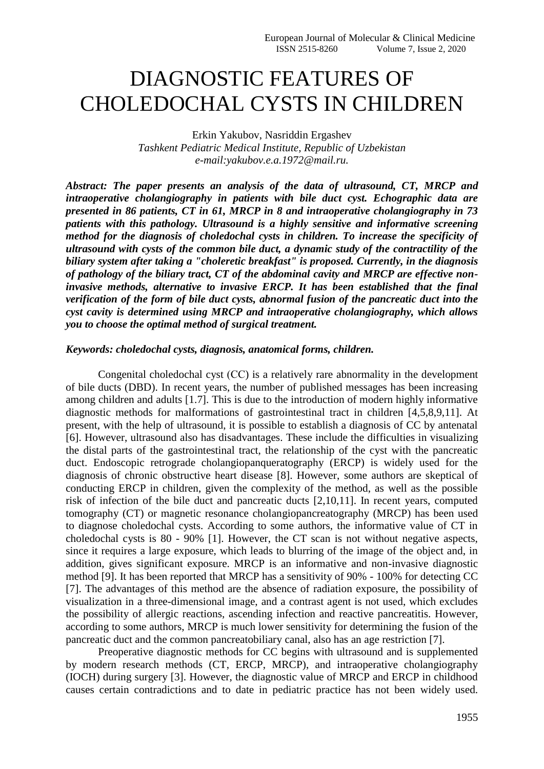# DIAGNOSTIC FEATURES OF CHOLEDOCHAL CYSTS IN CHILDREN

Erkin Yakubov, Nasriddin Ergashev
*Tashkent Pediatric Medical Institute, Republic of Uzbekistan*
*e-mail:yakubov.e.a.1972@mail.ru.*

***Abstract: The paper presents an analysis of the data of ultrasound, CT, MRCP and intraoperative cholangiography in patients with bile duct cyst. Echographic data are presented in 86 patients, CT in 61, MRCP in 8 and intraoperative cholangiography in 73 patients with this pathology. Ultrasound is a highly sensitive and informative screening method for the diagnosis of choledochal cysts in children. To increase the specificity of ultrasound with cysts of the common bile duct, a dynamic study of the contractility of the biliary system after taking a "choleretic breakfast" is proposed. Currently, in the diagnosis of pathology of the biliary tract, CT of the abdominal cavity and MRCP are effective non-invasive methods, alternative to invasive ERCP. It has been established that the final verification of the form of bile duct cysts, abnormal fusion of the pancreatic duct into the cyst cavity is determined using MRCP and intraoperative cholangiography, which allows you to choose the optimal method of surgical treatment.***

***Keywords: choledochal cysts, diagnosis, anatomical forms, children.***

Congenital choledochal cyst (CC) is a relatively rare abnormality in the development of bile ducts (DBD). In recent years, the number of published messages has been increasing among children and adults [1.7]. This is due to the introduction of modern highly informative diagnostic methods for malformations of gastrointestinal tract in children [4,5,8,9,11]. At present, with the help of ultrasound, it is possible to establish a diagnosis of CC by antenatal [6]. However, ultrasound also has disadvantages. These include the difficulties in visualizing the distal parts of the gastrointestinal tract, the relationship of the cyst with the pancreatic duct. Endoscopic retrograde cholangiopanqueratography (ERCP) is widely used for the diagnosis of chronic obstructive heart disease [8]. However, some authors are skeptical of conducting ERCP in children, given the complexity of the method, as well as the possible risk of infection of the bile duct and pancreatic ducts [2,10,11]. In recent years, computed tomography (CT) or magnetic resonance cholangiopancreatography (MRCP) has been used to diagnose choledochal cysts. According to some authors, the informative value of CT in choledochal cysts is 80 - 90% [1]. However, the CT scan is not without negative aspects, since it requires a large exposure, which leads to blurring of the image of the object and, in addition, gives significant exposure. MRCP is an informative and non-invasive diagnostic method [9]. It has been reported that MRCP has a sensitivity of 90% - 100% for detecting CC [7]. The advantages of this method are the absence of radiation exposure, the possibility of visualization in a three-dimensional image, and a contrast agent is not used, which excludes the possibility of allergic reactions, ascending infection and reactive pancreatitis. However, according to some authors, MRCP is much lower sensitivity for determining the fusion of the pancreatic duct and the common pancreatobiliary canal, also has an age restriction [7].

Preoperative diagnostic methods for CC begins with ultrasound and is supplemented by modern research methods (CT, ERCP, MRCP), and intraoperative cholangiography (IOCH) during surgery [3]. However, the diagnostic value of MRCP and ERCP in childhood causes certain contradictions and to date in pediatric practice has not been widely used.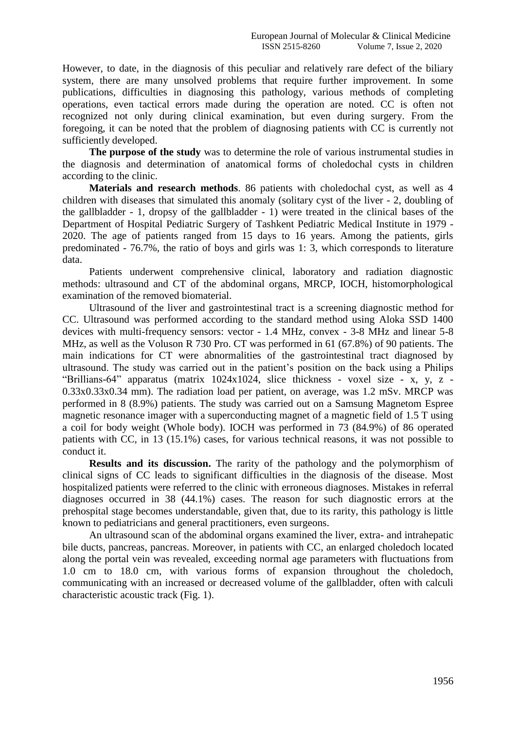However, to date, in the diagnosis of this peculiar and relatively rare defect of the biliary system, there are many unsolved problems that require further improvement. In some publications, difficulties in diagnosing this pathology, various methods of completing operations, even tactical errors made during the operation are noted. CC is often not recognized not only during clinical examination, but even during surgery. From the foregoing, it can be noted that the problem of diagnosing patients with CC is currently not sufficiently developed.

**The purpose of the study** was to determine the role of various instrumental studies in the diagnosis and determination of anatomical forms of choledochal cysts in children according to the clinic.

**Materials and research methods**. 86 patients with choledochal cyst, as well as 4 children with diseases that simulated this anomaly (solitary cyst of the liver - 2, doubling of the gallbladder - 1, dropsy of the gallbladder - 1) were treated in the clinical bases of the Department of Hospital Pediatric Surgery of Tashkent Pediatric Medical Institute in 1979 - 2020. The age of patients ranged from 15 days to 16 years. Among the patients, girls predominated - 76.7%, the ratio of boys and girls was 1: 3, which corresponds to literature data.

Patients underwent comprehensive clinical, laboratory and radiation diagnostic methods: ultrasound and CT of the abdominal organs, MRCP, IOCH, histomorphological examination of the removed biomaterial.

Ultrasound of the liver and gastrointestinal tract is a screening diagnostic method for CC. Ultrasound was performed according to the standard method using Aloka SSD 1400 devices with multi-frequency sensors: vector - 1.4 MHz, convex - 3-8 MHz and linear 5-8 MHz, as well as the Voluson R 730 Pro. CT was performed in 61 (67.8%) of 90 patients. The main indications for CT were abnormalities of the gastrointestinal tract diagnosed by ultrasound. The study was carried out in the patient's position on the back using a Philips "Brillians-64" apparatus (matrix 1024x1024, slice thickness - voxel size - x, y, z - 0.33x0.33x0.34 mm). The radiation load per patient, on average, was 1.2 mSv. MRCP was performed in 8 (8.9%) patients. The study was carried out on a Samsung Magnetom Espree magnetic resonance imager with a superconducting magnet of a magnetic field of 1.5 T using a coil for body weight (Whole body). IOCH was performed in 73 (84.9%) of 86 operated patients with CC, in 13 (15.1%) cases, for various technical reasons, it was not possible to conduct it.

**Results and its discussion.** The rarity of the pathology and the polymorphism of clinical signs of CC leads to significant difficulties in the diagnosis of the disease. Most hospitalized patients were referred to the clinic with erroneous diagnoses. Mistakes in referral diagnoses occurred in 38 (44.1%) cases. The reason for such diagnostic errors at the prehospital stage becomes understandable, given that, due to its rarity, this pathology is little known to pediatricians and general practitioners, even surgeons.

An ultrasound scan of the abdominal organs examined the liver, extra- and intrahepatic bile ducts, pancreas, pancreas. Moreover, in patients with CC, an enlarged choledoch located along the portal vein was revealed, exceeding normal age parameters with fluctuations from 1.0 cm to 18.0 cm, with various forms of expansion throughout the choledoch, communicating with an increased or decreased volume of the gallbladder, often with calculi characteristic acoustic track (Fig. 1).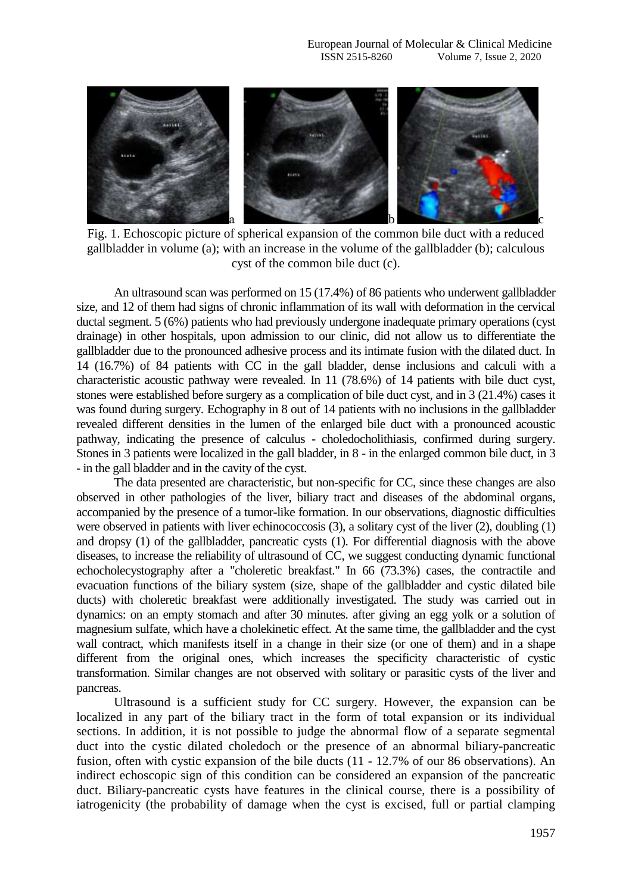Fig. 1. Echoscopic picture of spherical expansion of the common bile duct with a reduced gallbladder in volume (a); with an increase in the volume of the gallbladder (b); calculous cyst of the common bile duct (c).

An ultrasound scan was performed on 15 (17.4%) of 86 patients who underwent gallbladder size, and 12 of them had signs of chronic inflammation of its wall with deformation in the cervical ductal segment. 5 (6%) patients who had previously undergone inadequate primary operations (cyst drainage) in other hospitals, upon admission to our clinic, did not allow us to differentiate the gallbladder due to the pronounced adhesive process and its intimate fusion with the dilated duct. In 14 (16.7%) of 84 patients with CC in the gall bladder, dense inclusions and calculi with a characteristic acoustic pathway were revealed. In 11 (78.6%) of 14 patients with bile duct cyst, stones were established before surgery as a complication of bile duct cyst, and in 3 (21.4%) cases it was found during surgery. Echography in 8 out of 14 patients with no inclusions in the gallbladder revealed different densities in the lumen of the enlarged bile duct with a pronounced acoustic pathway, indicating the presence of calculus - choledocholithiasis, confirmed during surgery. Stones in 3 patients were localized in the gall bladder, in 8 - in the enlarged common bile duct, in 3 - in the gall bladder and in the cavity of the cyst.

The data presented are characteristic, but non-specific for CC, since these changes are also observed in other pathologies of the liver, biliary tract and diseases of the abdominal organs, accompanied by the presence of a tumor-like formation. In our observations, diagnostic difficulties were observed in patients with liver echinococcosis (3), a solitary cyst of the liver (2), doubling (1) and dropsy (1) of the gallbladder, pancreatic cysts (1). For differential diagnosis with the above diseases, to increase the reliability of ultrasound of CC, we suggest conducting dynamic functional echocholecystography after a "choleretic breakfast." In 66 (73.3%) cases, the contractile and evacuation functions of the biliary system (size, shape of the gallbladder and cystic dilated bile ducts) with choleretic breakfast were additionally investigated. The study was carried out in dynamics: on an empty stomach and after 30 minutes. after giving an egg yolk or a solution of magnesium sulfate, which have a cholekinetic effect. At the same time, the gallbladder and the cyst wall contract, which manifests itself in a change in their size (or one of them) and in a shape different from the original ones, which increases the specificity characteristic of cystic transformation. Similar changes are not observed with solitary or parasitic cysts of the liver and pancreas.

Ultrasound is a sufficient study for CC surgery. However, the expansion can be localized in any part of the biliary tract in the form of total expansion or its individual sections. In addition, it is not possible to judge the abnormal flow of a separate segmental duct into the cystic dilated choledoch or the presence of an abnormal biliary-pancreatic fusion, often with cystic expansion of the bile ducts (11 - 12.7% of our 86 observations). An indirect echoscopic sign of this condition can be considered an expansion of the pancreatic duct. Biliary-pancreatic cysts have features in the clinical course, there is a possibility of iatrogenicity (the probability of damage when the cyst is excised, full or partial clamping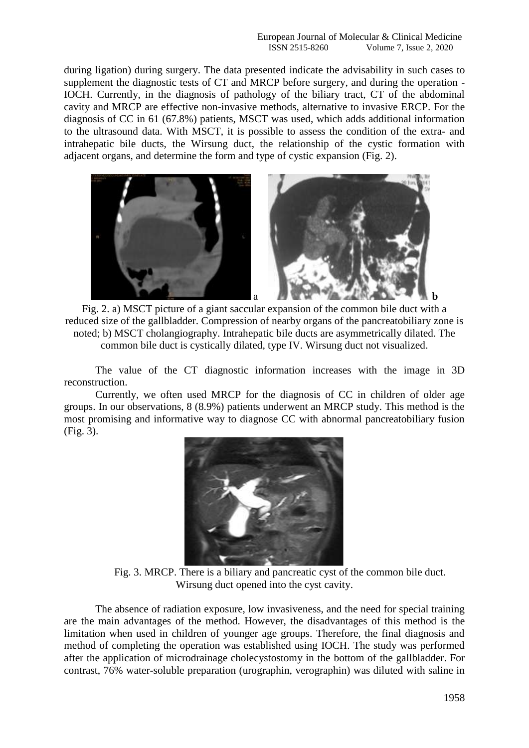during ligation) during surgery. The data presented indicate the advisability in such cases to supplement the diagnostic tests of CT and MRCP before surgery, and during the operation - IOCH. Currently, in the diagnosis of pathology of the biliary tract, CT of the abdominal cavity and MRCP are effective non-invasive methods, alternative to invasive ERCP. For the diagnosis of CC in 61 (67.8%) patients, MSCT was used, which adds additional information to the ultrasound data. With MSCT, it is possible to assess the condition of the extra- and intrahepatic bile ducts, the Wirsung duct, the relationship of the cystic formation with adjacent organs, and determine the form and type of cystic expansion (Fig. 2).

Fig. 2. a) MSCT picture of a giant saccular expansion of the common bile duct with a reduced size of the gallbladder. Compression of nearby organs of the pancreatobiliary zone is noted; b) MSCT cholangiography. Intrahepatic bile ducts are asymmetrically dilated. The common bile duct is cystically dilated, type IV. Wirsung duct not visualized.

The value of the CT diagnostic information increases with the image in 3D reconstruction.

Currently, we often used MRCP for the diagnosis of CC in children of older age groups. In our observations, 8 (8.9%) patients underwent an MRCP study. This method is the most promising and informative way to diagnose CC with abnormal pancreatobiliary fusion (Fig. 3).

Fig. 3. MRCP. There is a biliary and pancreatic cyst of the common bile duct. Wirsung duct opened into the cyst cavity.

The absence of radiation exposure, low invasiveness, and the need for special training are the main advantages of the method. However, the disadvantages of this method is the limitation when used in children of younger age groups. Therefore, the final diagnosis and method of completing the operation was established using IOCH. The study was performed after the application of microdrainage cholecystostomy in the bottom of the gallbladder. For contrast, 76% water-soluble preparation (urographin, verographin) was diluted with saline in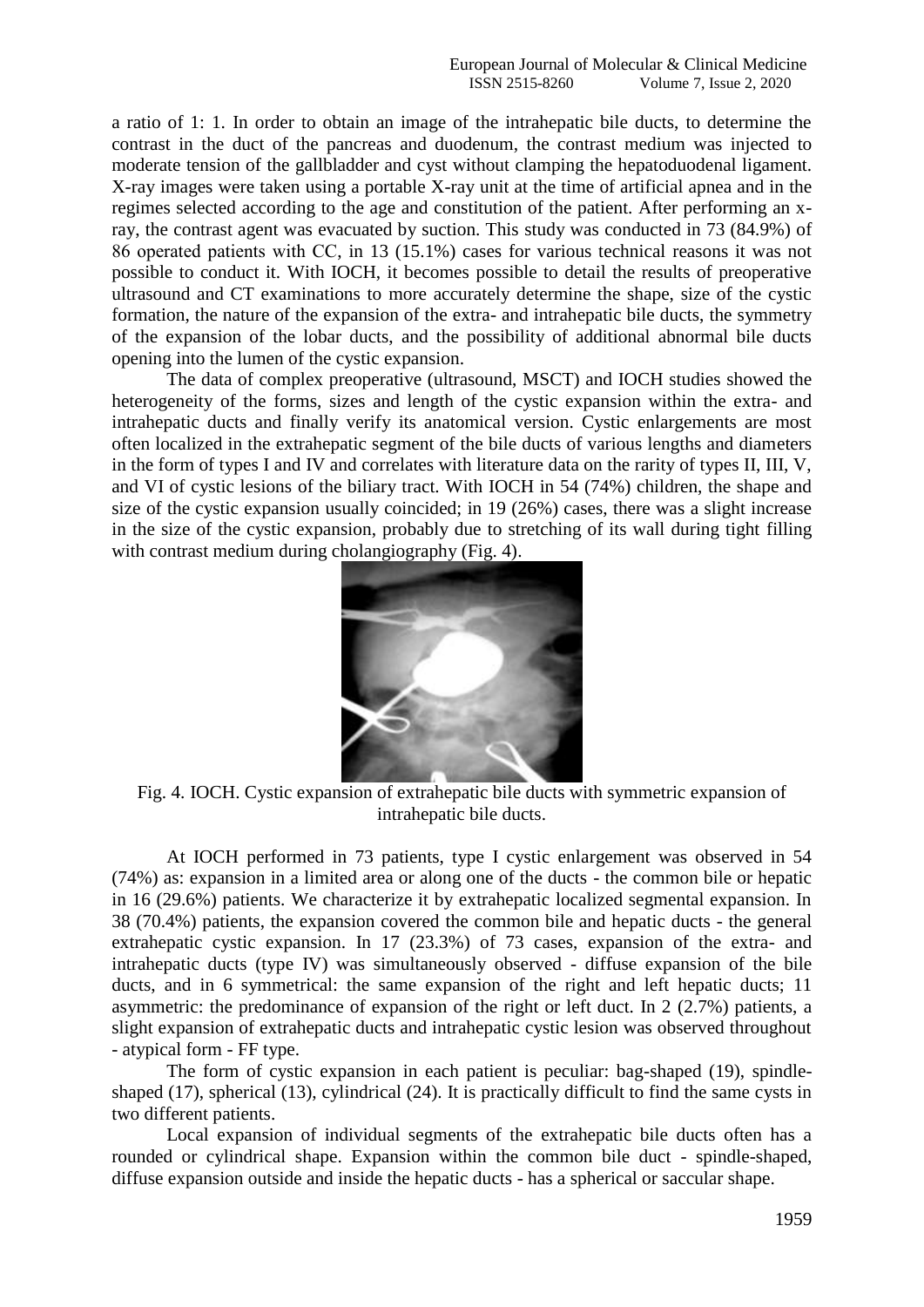a ratio of 1: 1. In order to obtain an image of the intrahepatic bile ducts, to determine the contrast in the duct of the pancreas and duodenum, the contrast medium was injected to moderate tension of the gallbladder and cyst without clamping the hepatoduodenal ligament. X-ray images were taken using a portable X-ray unit at the time of artificial apnea and in the regimes selected according to the age and constitution of the patient. After performing an x-ray, the contrast agent was evacuated by suction. This study was conducted in 73 (84.9%) of 86 operated patients with CC, in 13 (15.1%) cases for various technical reasons it was not possible to conduct it. With IOCH, it becomes possible to detail the results of preoperative ultrasound and CT examinations to more accurately determine the shape, size of the cystic formation, the nature of the expansion of the extra- and intrahepatic bile ducts, the symmetry of the expansion of the lobar ducts, and the possibility of additional abnormal bile ducts opening into the lumen of the cystic expansion.

The data of complex preoperative (ultrasound, MSCT) and IOCH studies showed the heterogeneity of the forms, sizes and length of the cystic expansion within the extra- and intrahepatic ducts and finally verify its anatomical version. Cystic enlargements are most often localized in the extrahepatic segment of the bile ducts of various lengths and diameters in the form of types I and IV and correlates with literature data on the rarity of types II, III, V, and VI of cystic lesions of the biliary tract. With IOCH in 54 (74%) children, the shape and size of the cystic expansion usually coincided; in 19 (26%) cases, there was a slight increase in the size of the cystic expansion, probably due to stretching of its wall during tight filling with contrast medium during cholangiography (Fig. 4).

Fig. 4. IOCH. Cystic expansion of extrahepatic bile ducts with symmetric expansion of intrahepatic bile ducts.

At IOCH performed in 73 patients, type I cystic enlargement was observed in 54 (74%) as: expansion in a limited area or along one of the ducts - the common bile or hepatic in 16 (29.6%) patients. We characterize it by extrahepatic localized segmental expansion. In 38 (70.4%) patients, the expansion covered the common bile and hepatic ducts - the general extrahepatic cystic expansion. In 17 (23.3%) of 73 cases, expansion of the extra- and intrahepatic ducts (type IV) was simultaneously observed - diffuse expansion of the bile ducts, and in 6 symmetrical: the same expansion of the right and left hepatic ducts; 11 asymmetric: the predominance of expansion of the right or left duct. In 2 (2.7%) patients, a slight expansion of extrahepatic ducts and intrahepatic cystic lesion was observed throughout - atypical form - FF type.

The form of cystic expansion in each patient is peculiar: bag-shaped (19), spindle-shaped (17), spherical (13), cylindrical (24). It is practically difficult to find the same cysts in two different patients.

Local expansion of individual segments of the extrahepatic bile ducts often has a rounded or cylindrical shape. Expansion within the common bile duct - spindle-shaped, diffuse expansion outside and inside the hepatic ducts - has a spherical or saccular shape.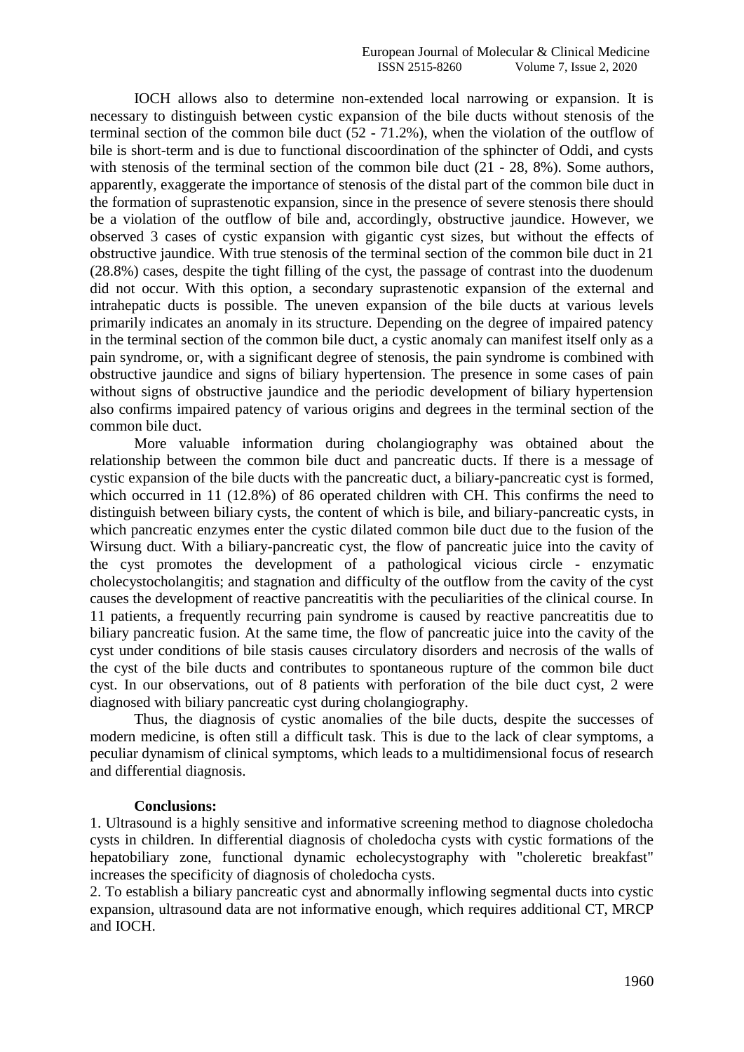IOCH allows also to determine non-extended local narrowing or expansion. It is necessary to distinguish between cystic expansion of the bile ducts without stenosis of the terminal section of the common bile duct (52 - 71.2%), when the violation of the outflow of bile is short-term and is due to functional discoordination of the sphincter of Oddi, and cysts with stenosis of the terminal section of the common bile duct (21 - 28, 8%). Some authors, apparently, exaggerate the importance of stenosis of the distal part of the common bile duct in the formation of suprastenotic expansion, since in the presence of severe stenosis there should be a violation of the outflow of bile and, accordingly, obstructive jaundice. However, we observed 3 cases of cystic expansion with gigantic cyst sizes, but without the effects of obstructive jaundice. With true stenosis of the terminal section of the common bile duct in 21 (28.8%) cases, despite the tight filling of the cyst, the passage of contrast into the duodenum did not occur. With this option, a secondary suprastenotic expansion of the external and intrahepatic ducts is possible. The uneven expansion of the bile ducts at various levels primarily indicates an anomaly in its structure. Depending on the degree of impaired patency in the terminal section of the common bile duct, a cystic anomaly can manifest itself only as a pain syndrome, or, with a significant degree of stenosis, the pain syndrome is combined with obstructive jaundice and signs of biliary hypertension. The presence in some cases of pain without signs of obstructive jaundice and the periodic development of biliary hypertension also confirms impaired patency of various origins and degrees in the terminal section of the common bile duct.

More valuable information during cholangiography was obtained about the relationship between the common bile duct and pancreatic ducts. If there is a message of cystic expansion of the bile ducts with the pancreatic duct, a biliary-pancreatic cyst is formed, which occurred in 11 (12.8%) of 86 operated children with CH. This confirms the need to distinguish between biliary cysts, the content of which is bile, and biliary-pancreatic cysts, in which pancreatic enzymes enter the cystic dilated common bile duct due to the fusion of the Wirsung duct. With a biliary-pancreatic cyst, the flow of pancreatic juice into the cavity of the cyst promotes the development of a pathological vicious circle - enzymatic cholecystocholangitis; and stagnation and difficulty of the outflow from the cavity of the cyst causes the development of reactive pancreatitis with the peculiarities of the clinical course. In 11 patients, a frequently recurring pain syndrome is caused by reactive pancreatitis due to biliary pancreatic fusion. At the same time, the flow of pancreatic juice into the cavity of the cyst under conditions of bile stasis causes circulatory disorders and necrosis of the walls of the cyst of the bile ducts and contributes to spontaneous rupture of the common bile duct cyst. In our observations, out of 8 patients with perforation of the bile duct cyst, 2 were diagnosed with biliary pancreatic cyst during cholangiography.

Thus, the diagnosis of cystic anomalies of the bile ducts, despite the successes of modern medicine, is often still a difficult task. This is due to the lack of clear symptoms, a peculiar dynamism of clinical symptoms, which leads to a multidimensional focus of research and differential diagnosis.

**Conclusions:**

1. Ultrasound is a highly sensitive and informative screening method to diagnose choledocha cysts in children. In differential diagnosis of choledocha cysts with cystic formations of the hepatobiliary zone, functional dynamic echolecystography with "choleretic breakfast" increases the specificity of diagnosis of choledocha cysts.
2. To establish a biliary pancreatic cyst and abnormally inflowing segmental ducts into cystic expansion, ultrasound data are not informative enough, which requires additional CT, MRCP and IOCH.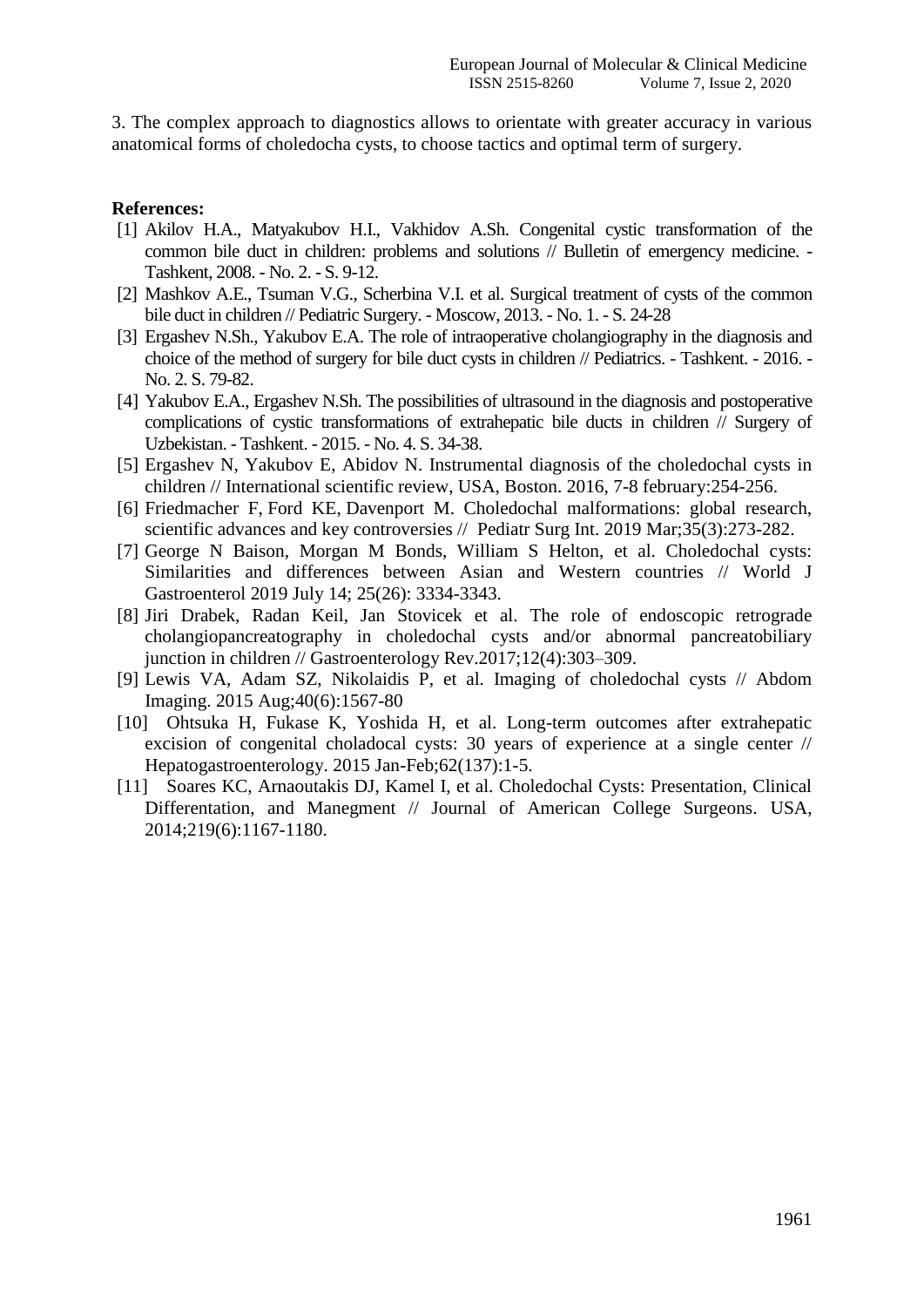3. The complex approach to diagnostics allows to orientate with greater accuracy in various anatomical forms of choledocha cysts, to choose tactics and optimal term of surgery.

**References:**

[1] Akilov H.A., Matyakubov H.I., Vakhidov A.Sh. Congenital cystic transformation of the common bile duct in children: problems and solutions // Bulletin of emergency medicine. - Tashkent, 2008. - No. 2. - S. 9-12.

[2] Mashkov A.E., Tsuman V.G., Scherbina V.I. et al. Surgical treatment of cysts of the common bile duct in children // Pediatric Surgery. - Moscow, 2013. - No. 1. - S. 24-28

[3] Ergashev N.Sh., Yakubov E.A. The role of intraoperative cholangiography in the diagnosis and choice of the method of surgery for bile duct cysts in children // Pediatrics. - Tashkent. - 2016. - No. 2. S. 79-82.

[4] Yakubov E.A., Ergashev N.Sh. The possibilities of ultrasound in the diagnosis and postoperative complications of cystic transformations of extrahepatic bile ducts in children // Surgery of Uzbekistan. - Tashkent. - 2015. - No. 4. S. 34-38.

[5] Ergashev N, Yakubov E, Abidov N. Instrumental diagnosis of the choledochal cysts in children // International scientific review, USA, Boston. 2016, 7-8 february:254-256.

[6] Friedmacher F, Ford KE, Davenport M. Choledochal malformations: global research, scientific advances and key controversies // Pediatr Surg Int. 2019 Mar;35(3):273-282.

[7] George N Baison, Morgan M Bonds, William S Helton, et al. Choledochal cysts: Similarities and differences between Asian and Western countries // World J Gastroenterol 2019 July 14; 25(26): 3334-3343.

[8] Jiri Drabek, Radan Keil, Jan Stovicek et al. The role of endoscopic retrograde cholangiopancreatography in choledochal cysts and/or abnormal pancreatobiliary junction in children // Gastroenterology Rev.2017;12(4):303–309.

[9] Lewis VA, Adam SZ, Nikolaidis P, et al. Imaging of choledochal cysts // Abdom Imaging. 2015 Aug;40(6):1567-80

[10] Ohtsuka H, Fukase K, Yoshida H, et al. Long-term outcomes after extrahepatic excision of congenital choladocal cysts: 30 years of experience at a single center // Hepatogastroenterology. 2015 Jan-Feb;62(137):1-5.

[11] Soares KC, Arnaoutakis DJ, Kamel I, et al. Choledochal Cysts: Presentation, Clinical Differentation, and Manegment // Journal of American College Surgeons. USA, 2014;219(6):1167-1180.